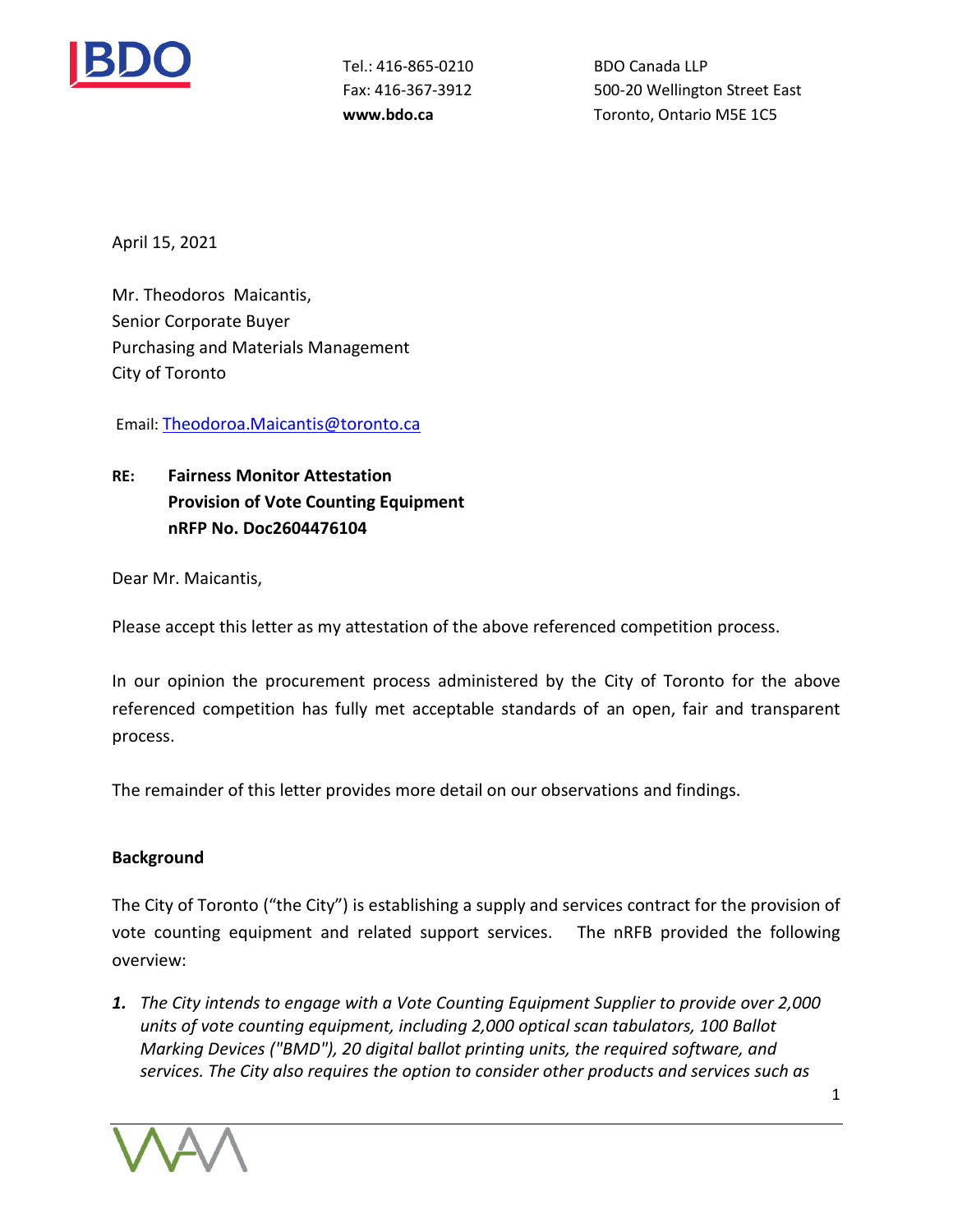Tel.: 416-865-0210
Fax: 416-367-3912
**www.bdo.ca**

BDO Canada LLP
500-20 Wellington Street East
Toronto, Ontario M5E 1C5

April 15, 2021

Mr. Theodoros Maicantis,
Senior Corporate Buyer
Purchasing and Materials Management
City of Toronto

Email: Theodoroa.Maicantis@toronto.ca

**RE: Fairness Monitor Attestation**
**Provision of Vote Counting Equipment**
**nRFP No. Doc2604476104**

Dear Mr. Maicantis,

Please accept this letter as my attestation of the above referenced competition process.

In our opinion the procurement process administered by the City of Toronto for the above referenced competition has fully met acceptable standards of an open, fair and transparent process.

The remainder of this letter provides more detail on our observations and findings.

**Background**

The City of Toronto ("the City") is establishing a supply and services contract for the provision of vote counting equipment and related support services. The nRFB provided the following overview:

1. *The City intends to engage with a Vote Counting Equipment Supplier to provide over 2,000 units of vote counting equipment, including 2,000 optical scan tabulators, 100 Ballot Marking Devices ("BMD"), 20 digital ballot printing units, the required software, and services. The City also requires the option to consider other products and services such as*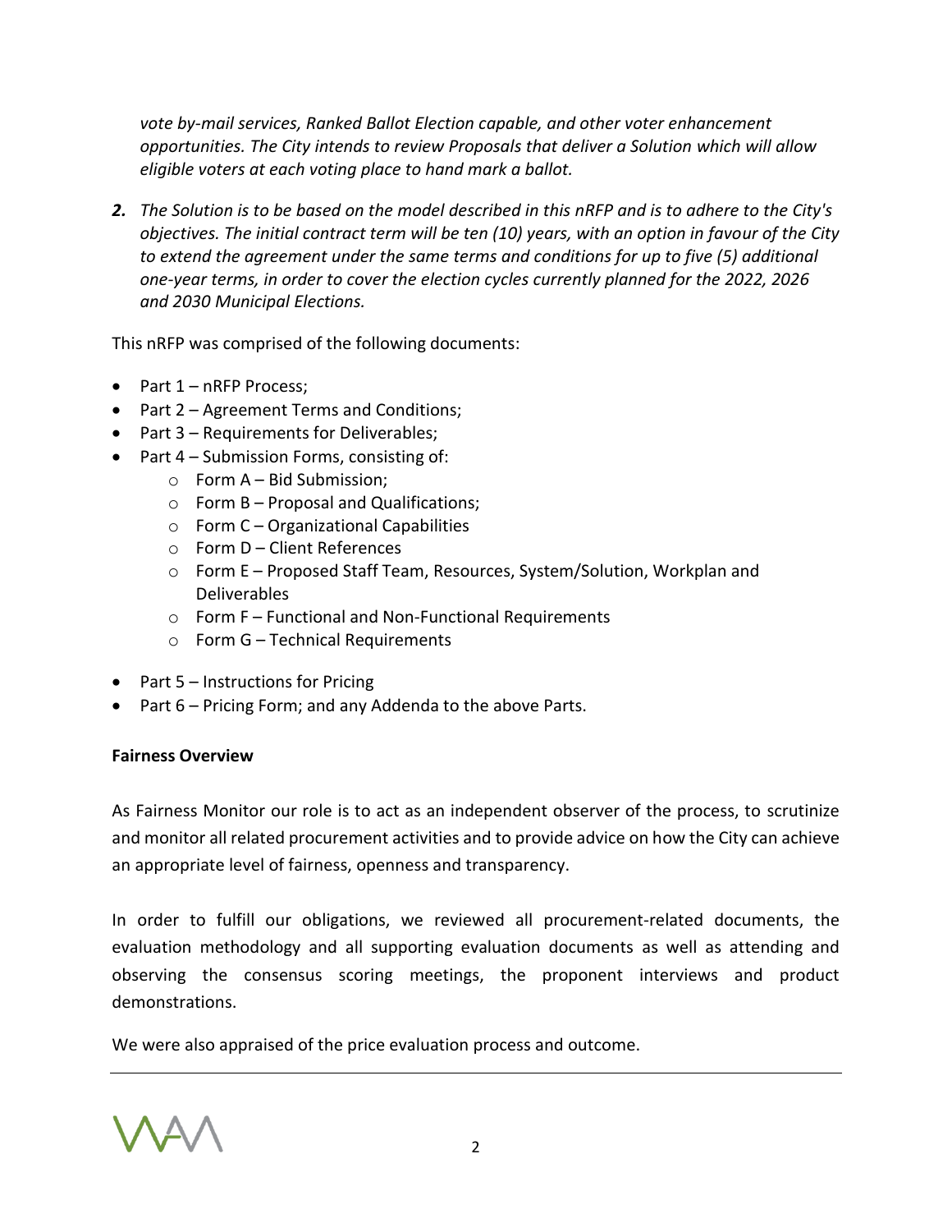*vote by-mail services, Ranked Ballot Election capable, and other voter enhancement opportunities. The City intends to review Proposals that deliver a Solution which will allow eligible voters at each voting place to hand mark a ballot.*

***2.*** *The Solution is to be based on the model described in this nRFP and is to adhere to the City's objectives. The initial contract term will be ten (10) years, with an option in favour of the City to extend the agreement under the same terms and conditions for up to five (5) additional one-year terms, in order to cover the election cycles currently planned for the 2022, 2026 and 2030 Municipal Elections.*

This nRFP was comprised of the following documents:

- Part 1 – nRFP Process;
- Part 2 – Agreement Terms and Conditions;
- Part 3 – Requirements for Deliverables;
- Part 4 – Submission Forms, consisting of:
  - Form A – Bid Submission;
  - Form B – Proposal and Qualifications;
  - Form C – Organizational Capabilities
  - Form D – Client References
  - Form E – Proposed Staff Team, Resources, System/Solution, Workplan and Deliverables
  - Form F – Functional and Non-Functional Requirements
  - Form G – Technical Requirements
- Part 5 – Instructions for Pricing
- Part 6 – Pricing Form; and any Addenda to the above Parts.

**Fairness Overview**

As Fairness Monitor our role is to act as an independent observer of the process, to scrutinize and monitor all related procurement activities and to provide advice on how the City can achieve an appropriate level of fairness, openness and transparency.

In order to fulfill our obligations, we reviewed all procurement-related documents, the evaluation methodology and all supporting evaluation documents as well as attending and observing the consensus scoring meetings, the proponent interviews and product demonstrations.

We were also appraised of the price evaluation process and outcome.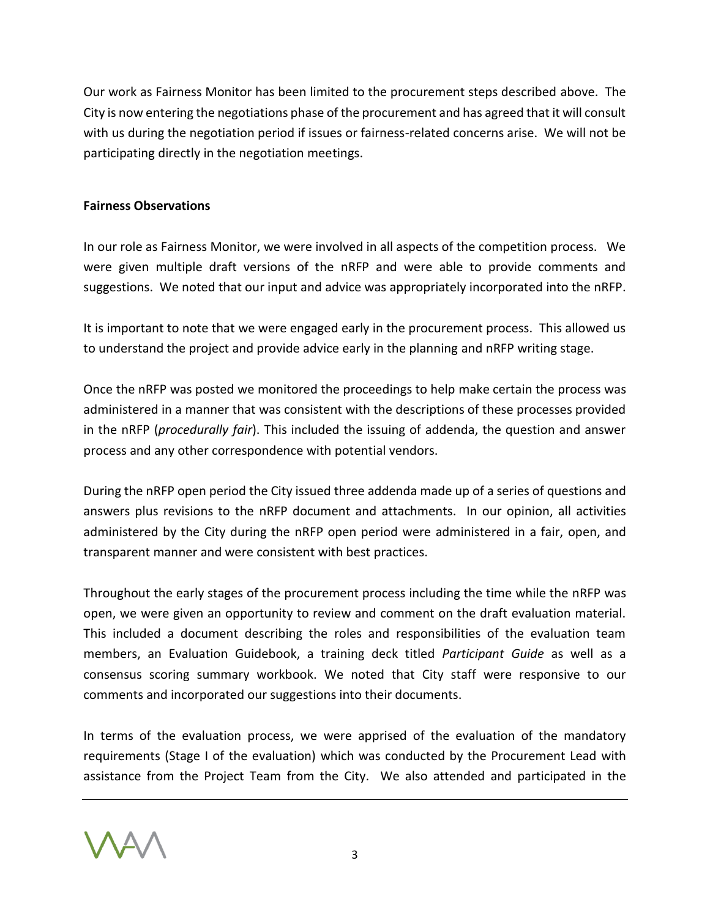Our work as Fairness Monitor has been limited to the procurement steps described above. The City is now entering the negotiations phase of the procurement and has agreed that it will consult with us during the negotiation period if issues or fairness-related concerns arise. We will not be participating directly in the negotiation meetings.

**Fairness Observations**

In our role as Fairness Monitor, we were involved in all aspects of the competition process. We were given multiple draft versions of the nRFP and were able to provide comments and suggestions. We noted that our input and advice was appropriately incorporated into the nRFP.

It is important to note that we were engaged early in the procurement process. This allowed us to understand the project and provide advice early in the planning and nRFP writing stage.

Once the nRFP was posted we monitored the proceedings to help make certain the process was administered in a manner that was consistent with the descriptions of these processes provided in the nRFP (*procedurally fair*). This included the issuing of addenda, the question and answer process and any other correspondence with potential vendors.

During the nRFP open period the City issued three addenda made up of a series of questions and answers plus revisions to the nRFP document and attachments. In our opinion, all activities administered by the City during the nRFP open period were administered in a fair, open, and transparent manner and were consistent with best practices.

Throughout the early stages of the procurement process including the time while the nRFP was open, we were given an opportunity to review and comment on the draft evaluation material. This included a document describing the roles and responsibilities of the evaluation team members, an Evaluation Guidebook, a training deck titled *Participant Guide* as well as a consensus scoring summary workbook. We noted that City staff were responsive to our comments and incorporated our suggestions into their documents.

In terms of the evaluation process, we were apprised of the evaluation of the mandatory requirements (Stage I of the evaluation) which was conducted by the Procurement Lead with assistance from the Project Team from the City. We also attended and participated in the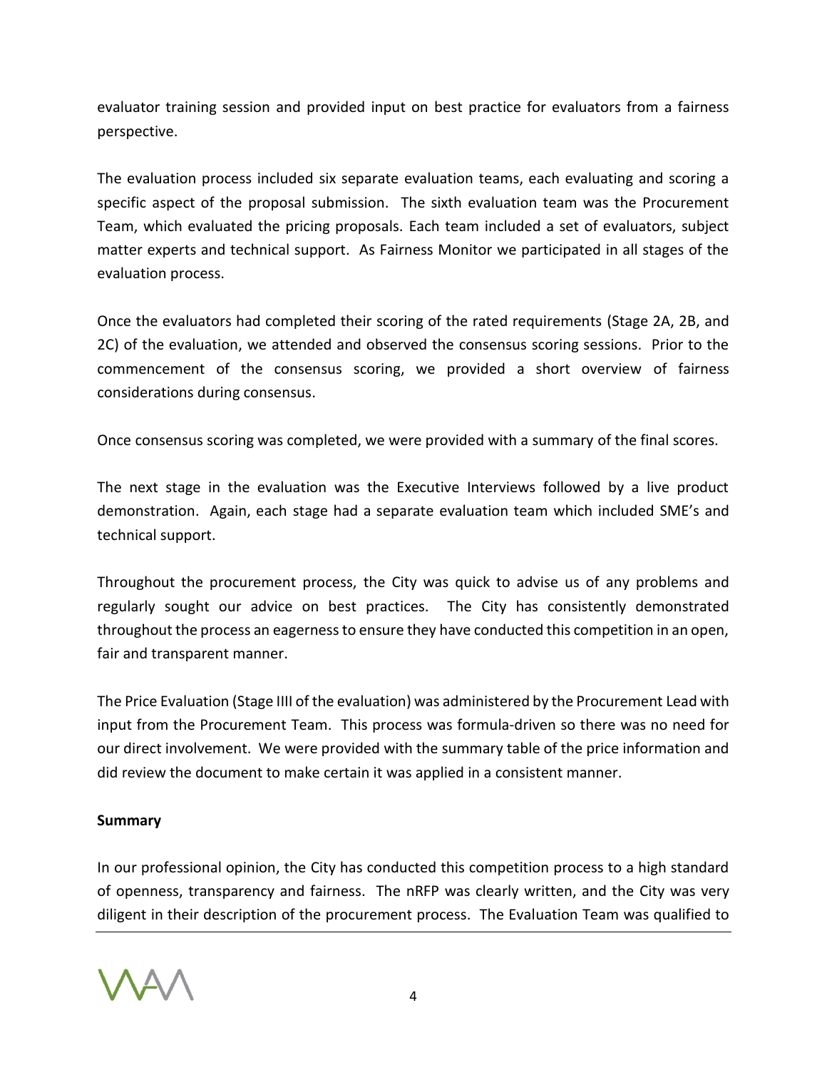evaluator training session and provided input on best practice for evaluators from a fairness perspective.

The evaluation process included six separate evaluation teams, each evaluating and scoring a specific aspect of the proposal submission. The sixth evaluation team was the Procurement Team, which evaluated the pricing proposals. Each team included a set of evaluators, subject matter experts and technical support. As Fairness Monitor we participated in all stages of the evaluation process.

Once the evaluators had completed their scoring of the rated requirements (Stage 2A, 2B, and 2C) of the evaluation, we attended and observed the consensus scoring sessions. Prior to the commencement of the consensus scoring, we provided a short overview of fairness considerations during consensus.

Once consensus scoring was completed, we were provided with a summary of the final scores.

The next stage in the evaluation was the Executive Interviews followed by a live product demonstration. Again, each stage had a separate evaluation team which included SME's and technical support.

Throughout the procurement process, the City was quick to advise us of any problems and regularly sought our advice on best practices. The City has consistently demonstrated throughout the process an eagerness to ensure they have conducted this competition in an open, fair and transparent manner.

The Price Evaluation (Stage IIII of the evaluation) was administered by the Procurement Lead with input from the Procurement Team. This process was formula-driven so there was no need for our direct involvement. We were provided with the summary table of the price information and did review the document to make certain it was applied in a consistent manner.

**Summary**

In our professional opinion, the City has conducted this competition process to a high standard of openness, transparency and fairness. The nRFP was clearly written, and the City was very diligent in their description of the procurement process. The Evaluation Team was qualified to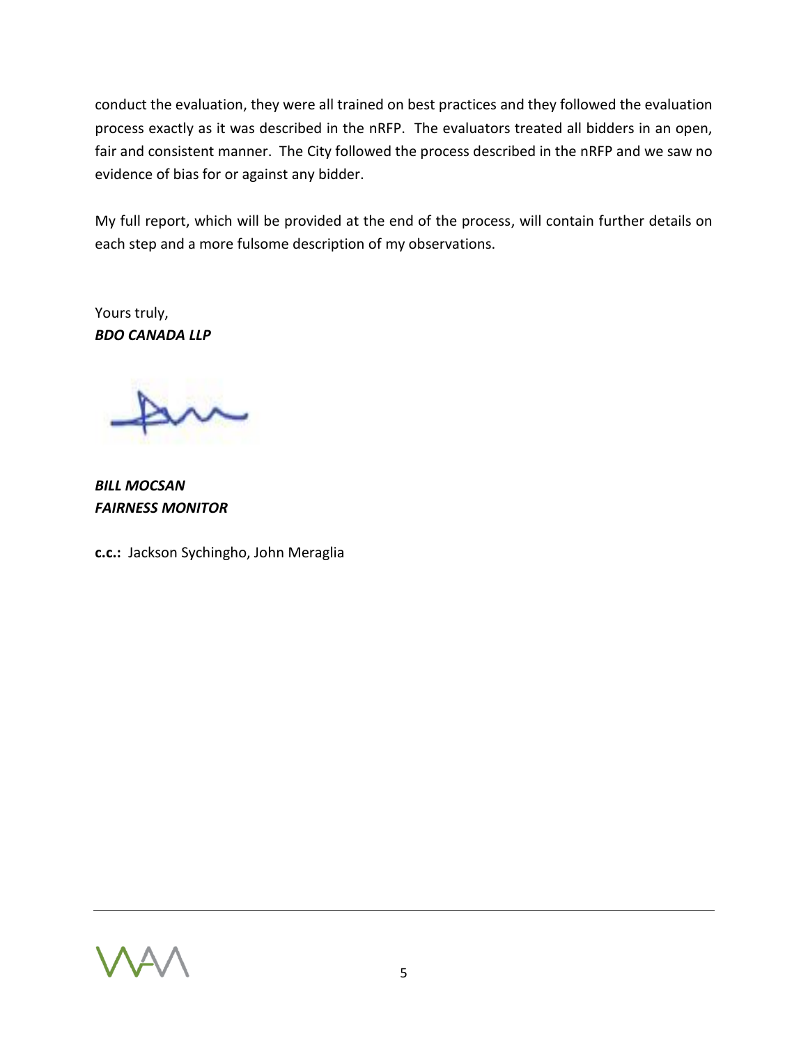conduct the evaluation, they were all trained on best practices and they followed the evaluation process exactly as it was described in the nRFP. The evaluators treated all bidders in an open, fair and consistent manner. The City followed the process described in the nRFP and we saw no evidence of bias for or against any bidder.

My full report, which will be provided at the end of the process, will contain further details on each step and a more fulsome description of my observations.

Yours truly,
***BDO CANADA LLP***

***BILL MOCSAN***
***FAIRNESS MONITOR***

**c.c.:** Jackson Sychingho, John Meraglia